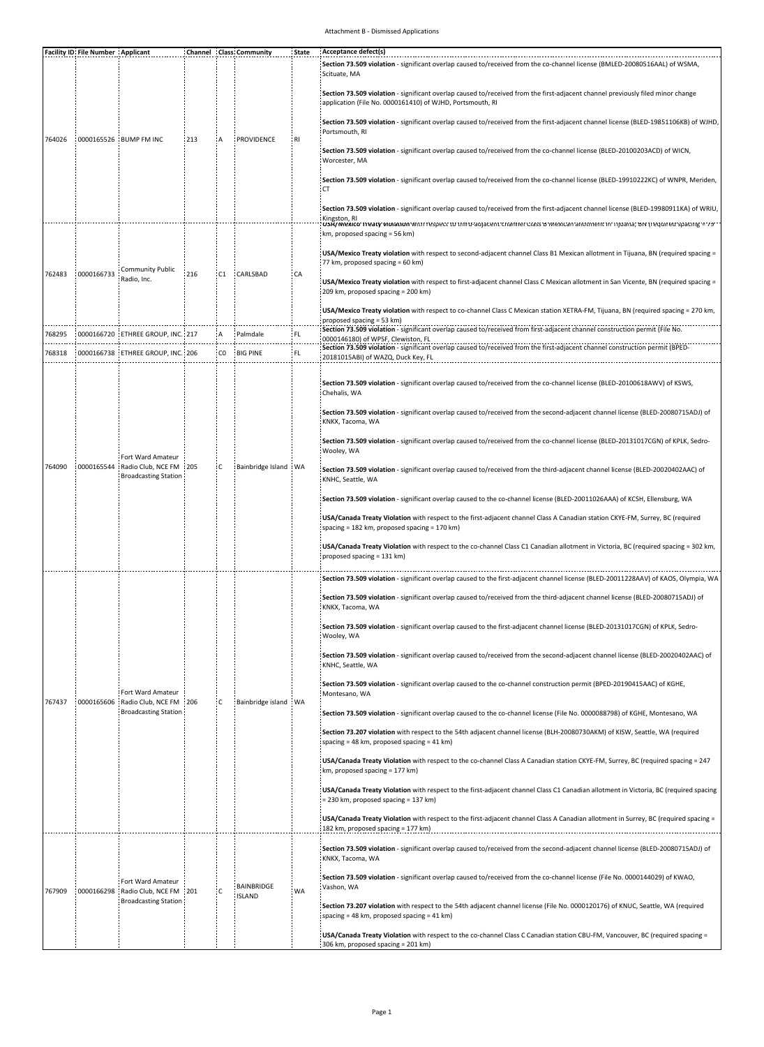Attachment B - Dismissed Applications

| Facility ID | File Number | Applicant | Channel | Class | Community | State | Acceptance defect(s) |
|---|---|---|---|---|---|---|---|
| 764026 | 0000165526 | BUMP FM INC | 213 | A | PROVIDENCE | RI | **Section 73.509 violation** - significant overlap caused to/received from the co-channel license (BMLED-20080516AAL) of WSMA, Scituate, MA<br><br>**Section 73.509 violation** - significant overlap caused to/received from the first-adjacent channel previously filed minor change application (File No. 0000161410) of WJHD, Portsmouth, RI<br><br>**Section 73.509 violation** - significant overlap caused to/received from the first-adjacent channel license (BLED-19851106KB) of WJHD, Portsmouth, RI<br><br>**Section 73.509 violation** - significant overlap caused to/received from the co-channel license (BLED-20100203ACD) of WICN, Worcester, MA<br><br>**Section 73.509 violation** - significant overlap caused to/received from the co-channel license (BLED-19910222KC) of WNPR, Meriden, CT<br><br>**Section 73.509 violation** - significant overlap caused to/received from the first-adjacent channel license (BLED-19980911KA) of WRIU, Kingston, RI |
| 762483 | 0000166733 | Community Public Radio, Inc. | 216 | C1 | CARLSBAD | CA | **USA/Mexico Treaty violation** with respect to third-adjacent channel Class B Mexican allotment in Tijuana, BN (required spacing = 79 km, proposed spacing = 56 km)<br><br>**USA/Mexico Treaty violation** with respect to second-adjacent channel Class B1 Mexican allotment in Tijuana, BN (required spacing = 77 km, proposed spacing = 60 km)<br><br>**USA/Mexico Treaty violation** with respect to first-adjacent channel Class C Mexican allotment in San Vicente, BN (required spacing = 209 km, proposed spacing = 200 km)<br><br>**USA/Mexico Treaty violation** with respect to co-channel Class C Mexican station XETRA-FM, Tijuana, BN (required spacing = 270 km, proposed spacing = 53 km) |
| 768295 | 0000166720 | ETHREE GROUP, INC. | 217 | A | Palmdale | FL | **Section 73.509 violation** - significant overlap caused to/received from first-adjacent channel construction permit (File No. 0000146180) of WPSF, Clewiston, FL |
| 768318 | 0000166738 | ETHREE GROUP, INC. | 206 | C0 | BIG PINE | FL | **Section 73.509 violation** - significant overlap caused to/received from the first-adjacent channel construction permit (BPED-20181015ABI) of WAZQ, Duck Key, FL |
| 764090 | 0000165544 | Fort Ward Amateur Radio Club, NCE FM Broadcasting Station | 205 | C | Bainbridge Island | WA | **Section 73.509 violation** - significant overlap caused to/received from the co-channel license (BLED-20100618AWV) of KSWS, Chehalis, WA<br><br>**Section 73.509 violation** - significant overlap caused to/received from the second-adjacent channel license (BLED-20080715ADJ) of KNKX, Tacoma, WA<br><br>**Section 73.509 violation** - significant overlap caused to/received from the co-channel license (BLED-20131017CGN) of KPLK, Sedro-Wooley, WA<br><br>**Section 73.509 violation** - significant overlap caused to/received from the third-adjacent channel license (BLED-20020402AAC) of KNHC, Seattle, WA<br><br>**Section 73.509 violation** - significant overlap caused to the co-channel license (BLED-20011026AAA) of KCSH, Ellensburg, WA<br><br>**USA/Canada Treaty Violation** with respect to the first-adjacent channel Class A Canadian station CKYE-FM, Surrey, BC (required spacing = 182 km, proposed spacing = 170 km)<br><br>**USA/Canada Treaty Violation** with respect to the co-channel Class C1 Canadian allotment in Victoria, BC (required spacing = 302 km, proposed spacing = 131 km) |
| 767437 | 0000165606 | Fort Ward Amateur Radio Club, NCE FM Broadcasting Station | 206 | C | Bainbridge island | WA | **Section 73.509 violation** - significant overlap caused to the first-adjacent channel license (BLED-20011228AAV) of KAOS, Olympia, WA<br><br>**Section 73.509 violation** - significant overlap caused to/received from the third-adjacent channel license (BLED-20080715ADJ) of KNKX, Tacoma, WA<br><br>**Section 73.509 violation** - significant overlap caused to the first-adjacent channel license (BLED-20131017CGN) of KPLK, Sedro-Wooley, WA<br><br>**Section 73.509 violation** - significant overlap caused to/received from the second-adjacent channel license (BLED-20020402AAC) of KNHC, Seattle, WA<br><br>**Section 73.509 violation** - significant overlap caused to the co-channel construction permit (BPED-20190415AAC) of KGHE, Montesano, WA<br><br>**Section 73.509 violation** - significant overlap caused to the co-channel license (File No. 0000088798) of KGHE, Montesano, WA<br><br>**Section 73.207 violation** with respect to the 54th adjacent channel license (BLH-20080730AKM) of KISW, Seattle, WA (required spacing = 48 km, proposed spacing = 41 km)<br><br>**USA/Canada Treaty Violation** with respect to the co-channel Class A Canadian station CKYE-FM, Surrey, BC (required spacing = 247 km, proposed spacing = 177 km)<br><br>**USA/Canada Treaty Violation** with respect to the first-adjacent channel Class C1 Canadian allotment in Victoria, BC (required spacing = 230 km, proposed spacing = 137 km)<br><br>**USA/Canada Treaty Violation** with respect to the first-adjacent channel Class A Canadian allotment in Surrey, BC (required spacing = 182 km, proposed spacing = 177 km) |
| 767909 | 0000166298 | Fort Ward Amateur Radio Club, NCE FM Broadcasting Station | 201 | C | BAINBRIDGE ISLAND | WA | **Section 73.509 violation** - significant overlap caused to/received from the second-adjacent channel license (BLED-20080715ADJ) of KNKX, Tacoma, WA<br><br>**Section 73.509 violation** - significant overlap caused to/received from the co-channel license (File No. 0000144029) of KWAO, Vashon, WA<br><br>**Section 73.207 violation** with respect to the 54th adjacent channel license (File No. 0000120176) of KNUC, Seattle, WA (required spacing = 48 km, proposed spacing = 41 km)<br><br>**USA/Canada Treaty Violation** with respect to the co-channel Class C Canadian station CBU-FM, Vancouver, BC (required spacing = 306 km, proposed spacing = 201 km) |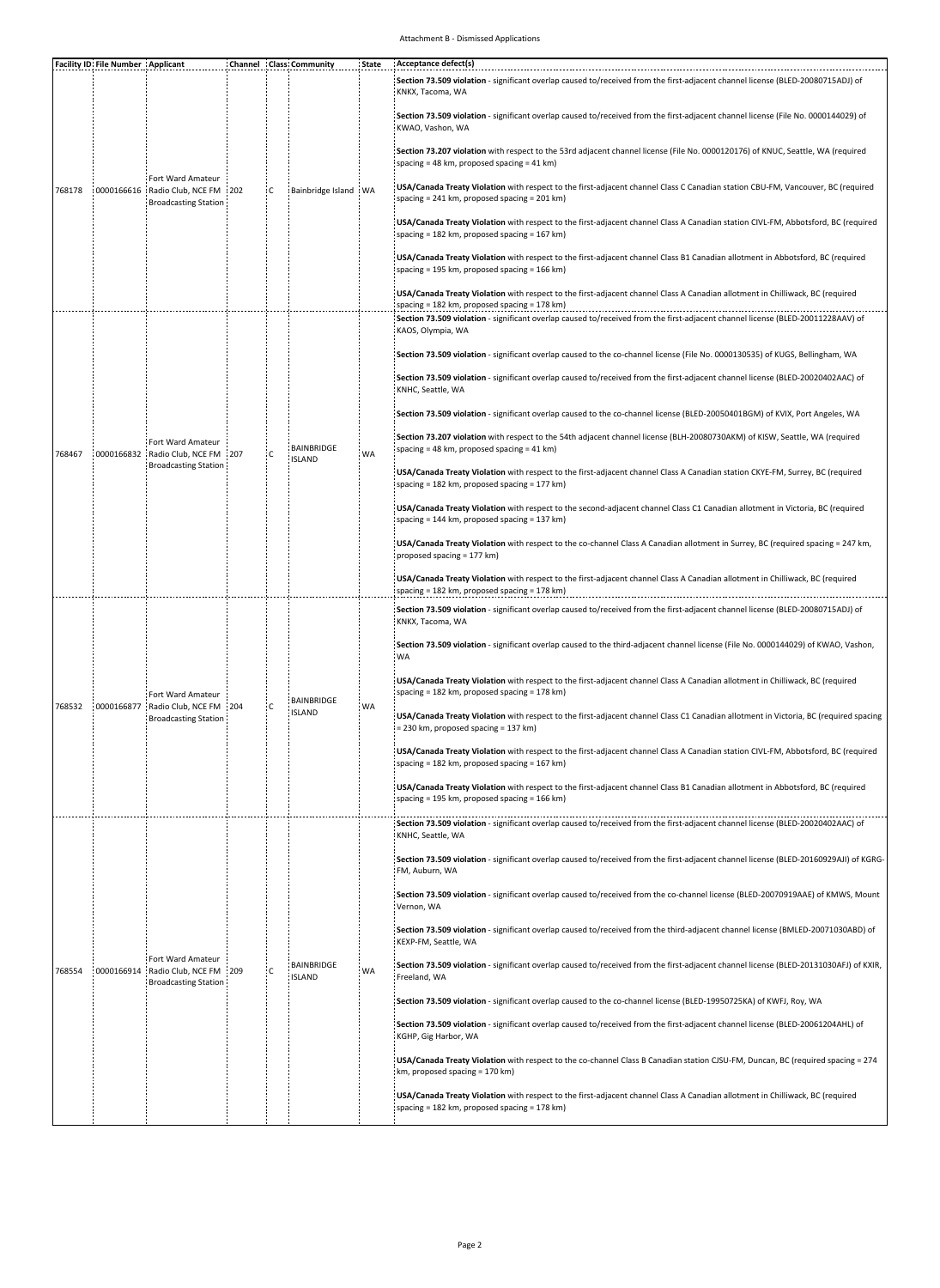Attachment B - Dismissed Applications

| Facility ID | File Number | Applicant | Channel | Class | Community | State | Acceptance defect(s) |
|---|---|---|---|---|---|---|---|
| 768178 | 0000166616 | Fort Ward Amateur Radio Club, NCE FM Broadcasting Station | 202 | C | Bainbridge Island | WA | **Section 73.509 violation** - significant overlap caused to/received from the first-adjacent channel license (BLED-20080715ADJ) of KNKX, Tacoma, WA<br><br>**Section 73.509 violation** - significant overlap caused to/received from the first-adjacent channel license (File No. 0000144029) of KWAO, Vashon, WA<br><br>**Section 73.207 violation** with respect to the 53rd adjacent channel license (File No. 0000120176) of KNUC, Seattle, WA (required spacing = 48 km, proposed spacing = 41 km)<br><br>**USA/Canada Treaty Violation** with respect to the first-adjacent channel Class C Canadian station CBU-FM, Vancouver, BC (required spacing = 241 km, proposed spacing = 201 km)<br><br>**USA/Canada Treaty Violation** with respect to the first-adjacent channel Class A Canadian station CIVL-FM, Abbotsford, BC (required spacing = 182 km, proposed spacing = 167 km)<br><br>**USA/Canada Treaty Violation** with respect to the first-adjacent channel Class B1 Canadian allotment in Abbotsford, BC (required spacing = 195 km, proposed spacing = 166 km)<br><br>**USA/Canada Treaty Violation** with respect to the first-adjacent channel Class A Canadian allotment in Chilliwack, BC (required spacing = 182 km, proposed spacing = 178 km) |
| 768467 | 0000166832 | Fort Ward Amateur Radio Club, NCE FM Broadcasting Station | 207 | C | BAINBRIDGE ISLAND | WA | **Section 73.509 violation** - significant overlap caused to/received from the first-adjacent channel license (BLED-20011228AAV) of KAOS, Olympia, WA<br><br>**Section 73.509 violation** - significant overlap caused to the co-channel license (File No. 0000130535) of KUGS, Bellingham, WA<br><br>**Section 73.509 violation** - significant overlap caused to/received from the first-adjacent channel license (BLED-20020402AAC) of KNHC, Seattle, WA<br><br>**Section 73.509 violation** - significant overlap caused to the co-channel license (BLED-20050401BGM) of KVIX, Port Angeles, WA<br><br>**Section 73.207 violation** with respect to the 54th adjacent channel license (BLH-20080730AKM) of KISW, Seattle, WA (required spacing = 48 km, proposed spacing = 41 km)<br><br>**USA/Canada Treaty Violation** with respect to the first-adjacent channel Class A Canadian station CKYE-FM, Surrey, BC (required spacing = 182 km, proposed spacing = 177 km)<br><br>**USA/Canada Treaty Violation** with respect to the second-adjacent channel Class C1 Canadian allotment in Victoria, BC (required spacing = 144 km, proposed spacing = 137 km)<br><br>**USA/Canada Treaty Violation** with respect to the co-channel Class A Canadian allotment in Surrey, BC (required spacing = 247 km, proposed spacing = 177 km)<br><br>**USA/Canada Treaty Violation** with respect to the first-adjacent channel Class A Canadian allotment in Chilliwack, BC (required spacing = 182 km, proposed spacing = 178 km) |
| 768532 | 0000166877 | Fort Ward Amateur Radio Club, NCE FM Broadcasting Station | 204 | C | BAINBRIDGE ISLAND | WA | **Section 73.509 violation** - significant overlap caused to/received from the first-adjacent channel license (BLED-20080715ADJ) of KNKX, Tacoma, WA<br><br>**Section 73.509 violation** - significant overlap caused to the third-adjacent channel license (File No. 0000144029) of KWAO, Vashon, WA<br><br>**USA/Canada Treaty Violation** with respect to the first-adjacent channel Class A Canadian allotment in Chilliwack, BC (required spacing = 182 km, proposed spacing = 178 km)<br><br>**USA/Canada Treaty Violation** with respect to the first-adjacent channel Class C1 Canadian allotment in Victoria, BC (required spacing = 230 km, proposed spacing = 137 km)<br><br>**USA/Canada Treaty Violation** with respect to the first-adjacent channel Class A Canadian station CIVL-FM, Abbotsford, BC (required spacing = 182 km, proposed spacing = 167 km)<br><br>**USA/Canada Treaty Violation** with respect to the first-adjacent channel Class B1 Canadian allotment in Abbotsford, BC (required spacing = 195 km, proposed spacing = 166 km) |
| 768554 | 0000166914 | Fort Ward Amateur Radio Club, NCE FM Broadcasting Station | 209 | C | BAINBRIDGE ISLAND | WA | **Section 73.509 violation** - significant overlap caused to/received from the first-adjacent channel license (BLED-20020402AAC) of KNHC, Seattle, WA<br><br>**Section 73.509 violation** - significant overlap caused to/received from the first-adjacent channel license (BLED-20160929AJI) of KGRG-FM, Auburn, WA<br><br>**Section 73.509 violation** - significant overlap caused to/received from the co-channel license (BLED-20070919AAE) of KMWS, Mount Vernon, WA<br><br>**Section 73.509 violation** - significant overlap caused to/received from the third-adjacent channel license (BMLED-20071030ABD) of KEXP-FM, Seattle, WA<br><br>**Section 73.509 violation** - significant overlap caused to/received from the first-adjacent channel license (BLED-20131030AFJ) of KXIR, Freeland, WA<br><br>**Section 73.509 violation** - significant overlap caused to the co-channel license (BLED-19950725KA) of KWFJ, Roy, WA<br><br>**Section 73.509 violation** - significant overlap caused to/received from the first-adjacent channel license (BLED-20061204AHL) of KGHP, Gig Harbor, WA<br><br>**USA/Canada Treaty Violation** with respect to the co-channel Class B Canadian station CJSU-FM, Duncan, BC (required spacing = 274 km, proposed spacing = 170 km)<br><br>**USA/Canada Treaty Violation** with respect to the first-adjacent channel Class A Canadian allotment in Chilliwack, BC (required spacing = 182 km, proposed spacing = 178 km) |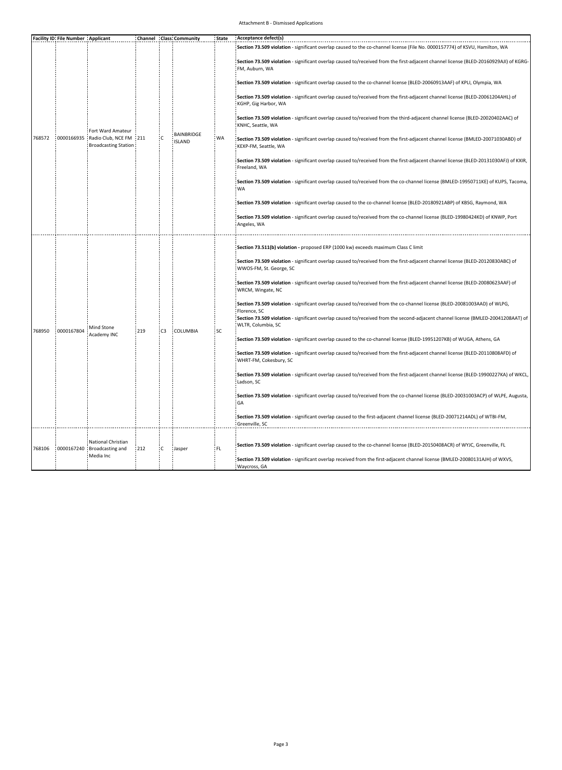Attachment B - Dismissed Applications

| Facility ID | File Number | Applicant | Channel | Class | Community | State | Acceptance defect(s) |
|---|---|---|---|---|---|---|---|
| 768572 | 0000166935 | Fort Ward Amateur Radio Club, NCE FM Broadcasting Station | 211 | C | BAINBRIDGE ISLAND | WA | **Section 73.509 violation** - significant overlap caused to the co-channel license (File No. 0000157774) of KSVU, Hamilton, WA<br><br>**Section 73.509 violation** - significant overlap caused to/received from the first-adjacent channel license (BLED-20160929AJI) of KGRG-FM, Auburn, WA<br><br>**Section 73.509 violation** - significant overlap caused to the co-channel license (BLED-20060913AAF) of KPLI, Olympia, WA<br><br>**Section 73.509 violation** - significant overlap caused to/received from the first-adjacent channel license (BLED-20061204AHL) of KGHP, Gig Harbor, WA<br><br>**Section 73.509 violation** - significant overlap caused to/received from the third-adjacent channel license (BLED-20020402AAC) of KNHC, Seattle, WA<br><br>**Section 73.509 violation** - significant overlap caused to/received from the first-adjacent channel license (BMLED-20071030ABD) of KEXP-FM, Seattle, WA<br><br>**Section 73.509 violation** - significant overlap caused to/received from the first-adjacent channel license (BLED-20131030AFJ) of KXIR, Freeland, WA<br><br>**Section 73.509 violation** - significant overlap caused to/received from the co-channel license (BMLED-19950711KE) of KUPS, Tacoma, WA<br><br>**Section 73.509 violation** - significant overlap caused to the co-channel license (BLED-20180921ABP) of KBSG, Raymond, WA<br><br>**Section 73.509 violation** - significant overlap caused to/received from the co-channel license (BLED-19980424KD) of KNWP, Port Angeles, WA |
| 768950 | 0000167804 | Mind Stone Academy INC | 219 | C3 | COLUMBIA | SC | **Section 73.511(b) violation -** proposed ERP (1000 kw) exceeds maximum Class C limit<br><br>**Section 73.509 violation** - significant overlap caused to/received from the first-adjacent channel license (BLED-20120830ABC) of WWOS-FM, St. George, SC<br><br>**Section 73.509 violation** - significant overlap caused to/received from the first-adjacent channel license (BLED-20080623AAF) of WRCM, Wingate, NC<br><br>**Section 73.509 violation** - significant overlap caused to/received from the co-channel license (BLED-20081003AAD) of WLPG, Florence, SC<br>**Section 73.509 violation** - significant overlap caused to/received from the second-adjacent channel license (BMLED-20041208AAT) of WLTR, Columbia, SC<br><br>**Section 73.509 violation** - significant overlap caused to the co-channel license (BLED-19951207KB) of WUGA, Athens, GA<br><br>**Section 73.509 violation** - significant overlap caused to/received from the first-adjacent channel license (BLED-20110808AFD) of WHRT-FM, Cokesbury, SC<br><br>**Section 73.509 violation** - significant overlap caused to/received from the first-adjacent channel license (BLED-19900227KA) of WKCL, Ladson, SC<br><br>**Section 73.509 violation** - significant overlap caused to/received from the co-channel license (BLED-20031003ACP) of WLPE, Augusta, GA<br><br>**Section 73.509 violation** - significant overlap caused to the first-adjacent channel license (BLED-20071214ADL) of WTBI-FM, Greenville, SC |
| 768106 | 0000167240 | National Christian Broadcasting and Media Inc | 212 | C | Jasper | FL | **Section 73.509 violation** - significant overlap caused to the co-channel license (BLED-20150408ACR) of WYJC, Greenville, FL<br><br>**Section 73.509 violation** - significant overlap received from the first-adjacent channel license (BMLED-20080131AJH) of WXVS, Waycross, GA |